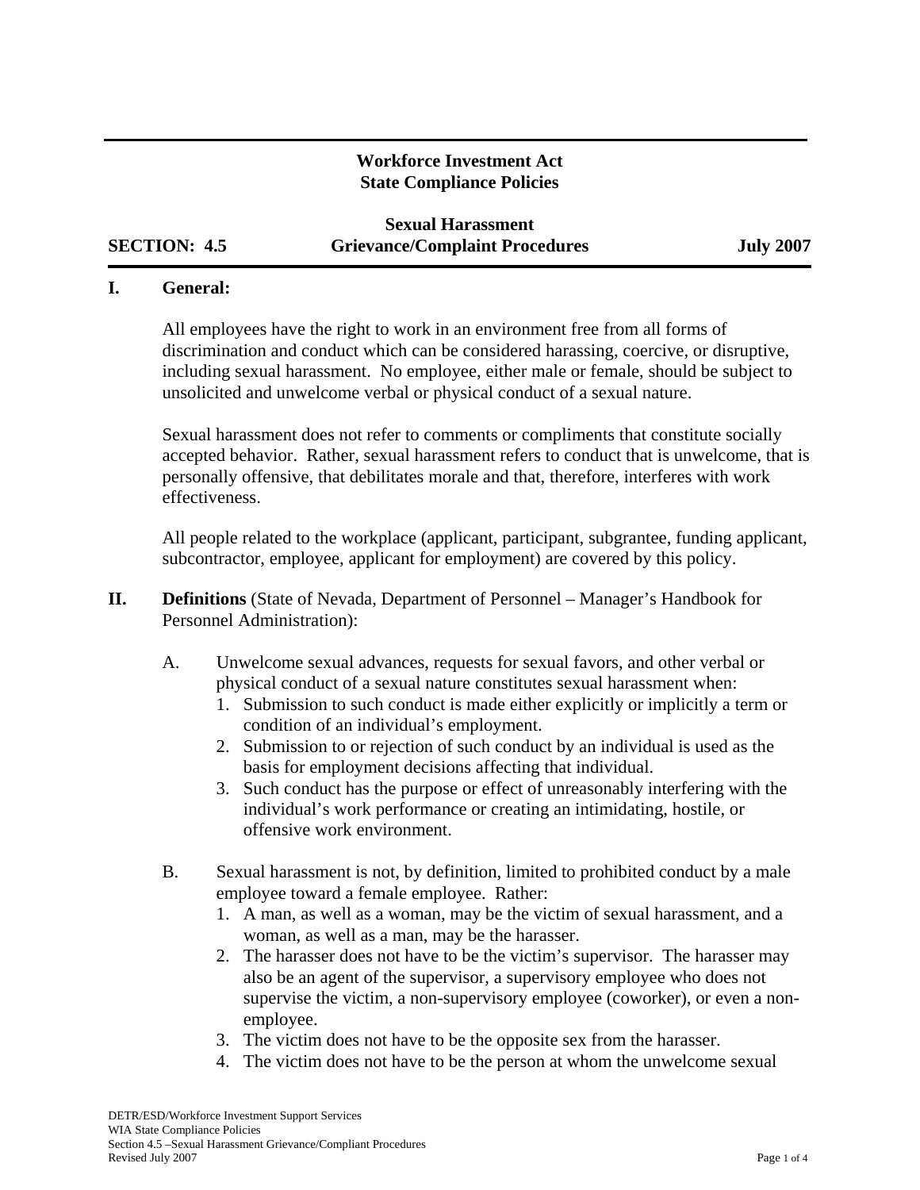**Workforce Investment Act**
**State Compliance Policies**

**SECTION: 4.5** | **Sexual Harassment Grievance/Complaint Procedures** | **July 2007**

## I. General:

All employees have the right to work in an environment free from all forms of discrimination and conduct which can be considered harassing, coercive, or disruptive, including sexual harassment. No employee, either male or female, should be subject to unsolicited and unwelcome verbal or physical conduct of a sexual nature.

Sexual harassment does not refer to comments or compliments that constitute socially accepted behavior. Rather, sexual harassment refers to conduct that is unwelcome, that is personally offensive, that debilitates morale and that, therefore, interferes with work effectiveness.

All people related to the workplace (applicant, participant, subgrantee, funding applicant, subcontractor, employee, applicant for employment) are covered by this policy.

## II. Definitions (State of Nevada, Department of Personnel – Manager's Handbook for Personnel Administration):

A. Unwelcome sexual advances, requests for sexual favors, and other verbal or physical conduct of a sexual nature constitutes sexual harassment when:

1. Submission to such conduct is made either explicitly or implicitly a term or condition of an individual's employment.
2. Submission to or rejection of such conduct by an individual is used as the basis for employment decisions affecting that individual.
3. Such conduct has the purpose or effect of unreasonably interfering with the individual's work performance or creating an intimidating, hostile, or offensive work environment.

B. Sexual harassment is not, by definition, limited to prohibited conduct by a male employee toward a female employee. Rather:

1. A man, as well as a woman, may be the victim of sexual harassment, and a woman, as well as a man, may be the harasser.
2. The harasser does not have to be the victim's supervisor. The harasser may also be an agent of the supervisor, a supervisory employee who does not supervise the victim, a non-supervisory employee (coworker), or even a non-employee.
3. The victim does not have to be the opposite sex from the harasser.
4. The victim does not have to be the person at whom the unwelcome sexual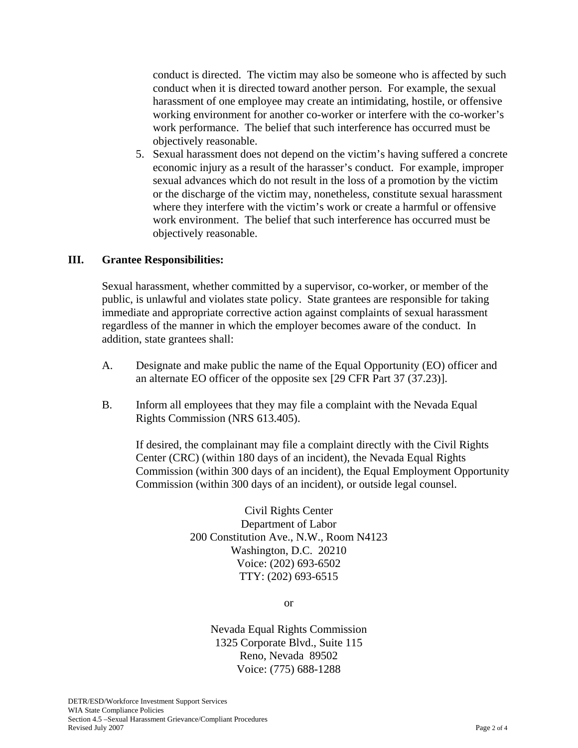conduct is directed. The victim may also be someone who is affected by such conduct when it is directed toward another person. For example, the sexual harassment of one employee may create an intimidating, hostile, or offensive working environment for another co-worker or interfere with the co-worker's work performance. The belief that such interference has occurred must be objectively reasonable.

5. Sexual harassment does not depend on the victim's having suffered a concrete economic injury as a result of the harasser's conduct. For example, improper sexual advances which do not result in the loss of a promotion by the victim or the discharge of the victim may, nonetheless, constitute sexual harassment where they interfere with the victim's work or create a harmful or offensive work environment. The belief that such interference has occurred must be objectively reasonable.

## III. Grantee Responsibilities:

Sexual harassment, whether committed by a supervisor, co-worker, or member of the public, is unlawful and violates state policy. State grantees are responsible for taking immediate and appropriate corrective action against complaints of sexual harassment regardless of the manner in which the employer becomes aware of the conduct. In addition, state grantees shall:

A. Designate and make public the name of the Equal Opportunity (EO) officer and an alternate EO officer of the opposite sex [29 CFR Part 37 (37.23)].

B. Inform all employees that they may file a complaint with the Nevada Equal Rights Commission (NRS 613.405).

If desired, the complainant may file a complaint directly with the Civil Rights Center (CRC) (within 180 days of an incident), the Nevada Equal Rights Commission (within 300 days of an incident), the Equal Employment Opportunity Commission (within 300 days of an incident), or outside legal counsel.

Civil Rights Center
Department of Labor
200 Constitution Ave., N.W., Room N4123
Washington, D.C. 20210
Voice: (202) 693-6502
TTY: (202) 693-6515

or

Nevada Equal Rights Commission
1325 Corporate Blvd., Suite 115
Reno, Nevada 89502
Voice: (775) 688-1288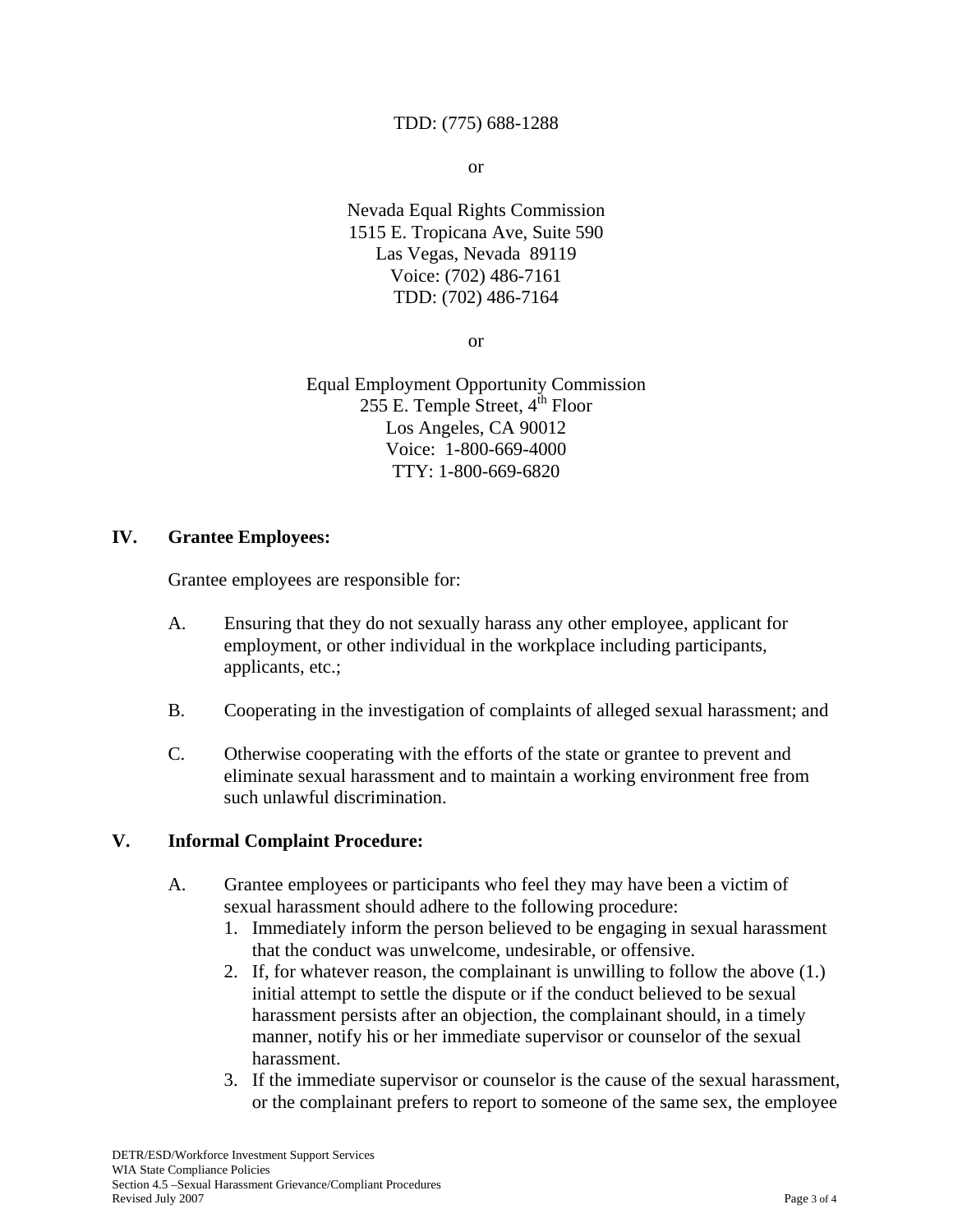TDD: (775) 688-1288

or

Nevada Equal Rights Commission
1515 E. Tropicana Ave, Suite 590
Las Vegas, Nevada 89119
Voice: (702) 486-7161
TDD: (702) 486-7164

or

Equal Employment Opportunity Commission
255 E. Temple Street, 4th Floor
Los Angeles, CA 90012
Voice: 1-800-669-4000
TTY: 1-800-669-6820

## IV. Grantee Employees:

Grantee employees are responsible for:

A. Ensuring that they do not sexually harass any other employee, applicant for employment, or other individual in the workplace including participants, applicants, etc.;

B. Cooperating in the investigation of complaints of alleged sexual harassment; and

C. Otherwise cooperating with the efforts of the state or grantee to prevent and eliminate sexual harassment and to maintain a working environment free from such unlawful discrimination.

## V. Informal Complaint Procedure:

A. Grantee employees or participants who feel they may have been a victim of sexual harassment should adhere to the following procedure:

1. Immediately inform the person believed to be engaging in sexual harassment that the conduct was unwelcome, undesirable, or offensive.
2. If, for whatever reason, the complainant is unwilling to follow the above (1.) initial attempt to settle the dispute or if the conduct believed to be sexual harassment persists after an objection, the complainant should, in a timely manner, notify his or her immediate supervisor or counselor of the sexual harassment.
3. If the immediate supervisor or counselor is the cause of the sexual harassment, or the complainant prefers to report to someone of the same sex, the employee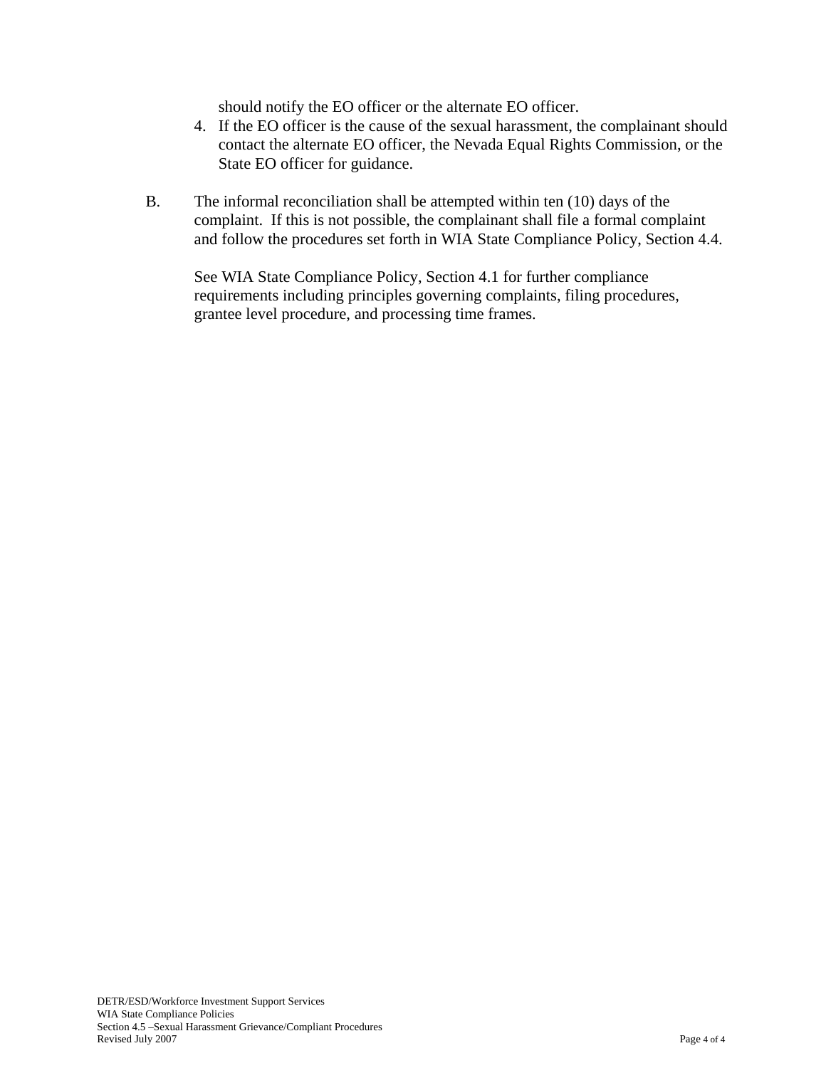should notify the EO officer or the alternate EO officer.

4. If the EO officer is the cause of the sexual harassment, the complainant should contact the alternate EO officer, the Nevada Equal Rights Commission, or the State EO officer for guidance.

B. The informal reconciliation shall be attempted within ten (10) days of the complaint. If this is not possible, the complainant shall file a formal complaint and follow the procedures set forth in WIA State Compliance Policy, Section 4.4.

See WIA State Compliance Policy, Section 4.1 for further compliance requirements including principles governing complaints, filing procedures, grantee level procedure, and processing time frames.